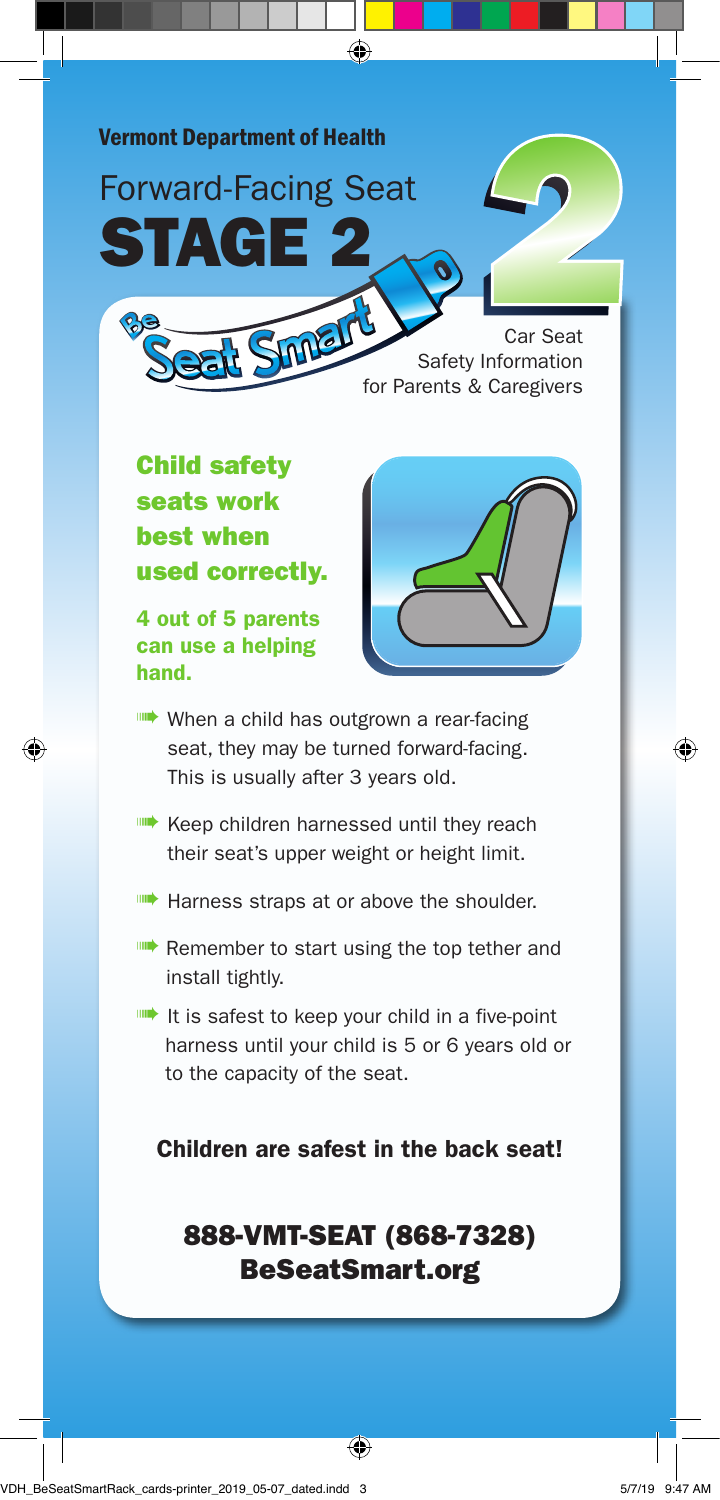**Vermont Department of Health**

# Forward-Facing Seat STAGE 2

Be Seat Smart

Car Seat Safety Information for Parents & Caregivers

## Child safety seats work best when used correctly.

**4 out of 5 parents can use a helping hand.**

- When a child has outgrown a rear-facing seat, they may be turned forward-facing. This is usually after 3 years old.
- Keep children harnessed until they reach their seat's upper weight or height limit.
- Harness straps at or above the shoulder.
- Remember to start using the top tether and install tightly.
- It is safest to keep your child in a five-point harness until your child is 5 or 6 years old or to the capacity of the seat.

**Children are safest in the back seat!**

**888-VMT-SEAT (868-7328)**
**BeSeatSmart.org**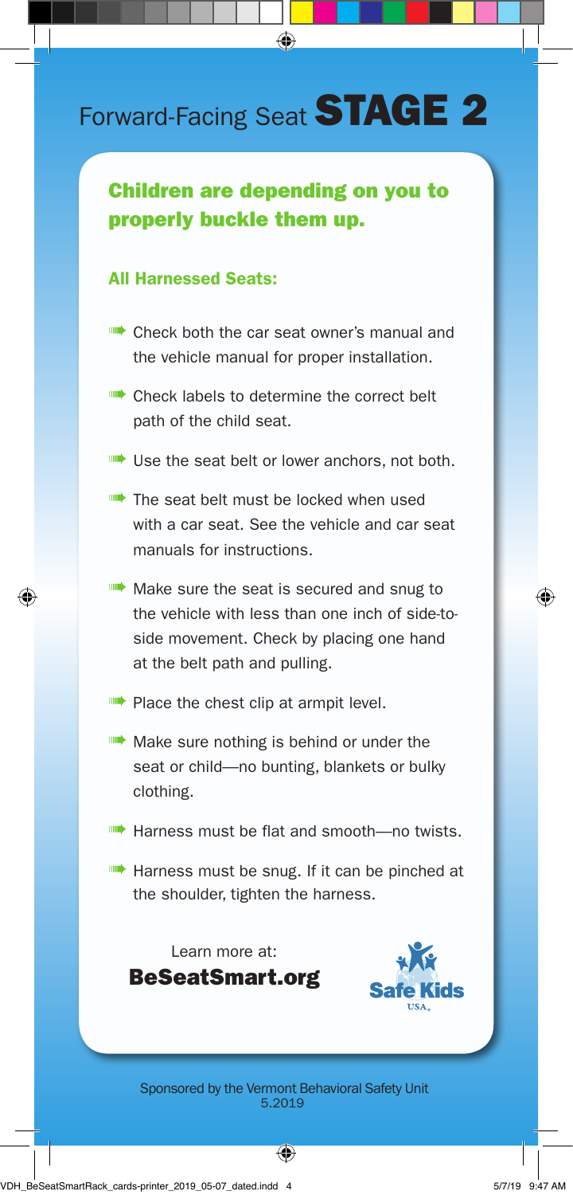# Forward-Facing Seat **STAGE 2**

## Children are depending on you to properly buckle them up.

### All Harnessed Seats:

- Check both the car seat owner's manual and the vehicle manual for proper installation.
- Check labels to determine the correct belt path of the child seat.
- Use the seat belt or lower anchors, not both.
- The seat belt must be locked when used with a car seat. See the vehicle and car seat manuals for instructions.
- Make sure the seat is secured and snug to the vehicle with less than one inch of side-to-side movement. Check by placing one hand at the belt path and pulling.
- Place the chest clip at armpit level.
- Make sure nothing is behind or under the seat or child—no bunting, blankets or bulky clothing.
- Harness must be flat and smooth—no twists.
- Harness must be snug. If it can be pinched at the shoulder, tighten the harness.

Learn more at:
**BeSeatSmart.org**

Safe Kids USA

Sponsored by the Vermont Behavioral Safety Unit
5.2019